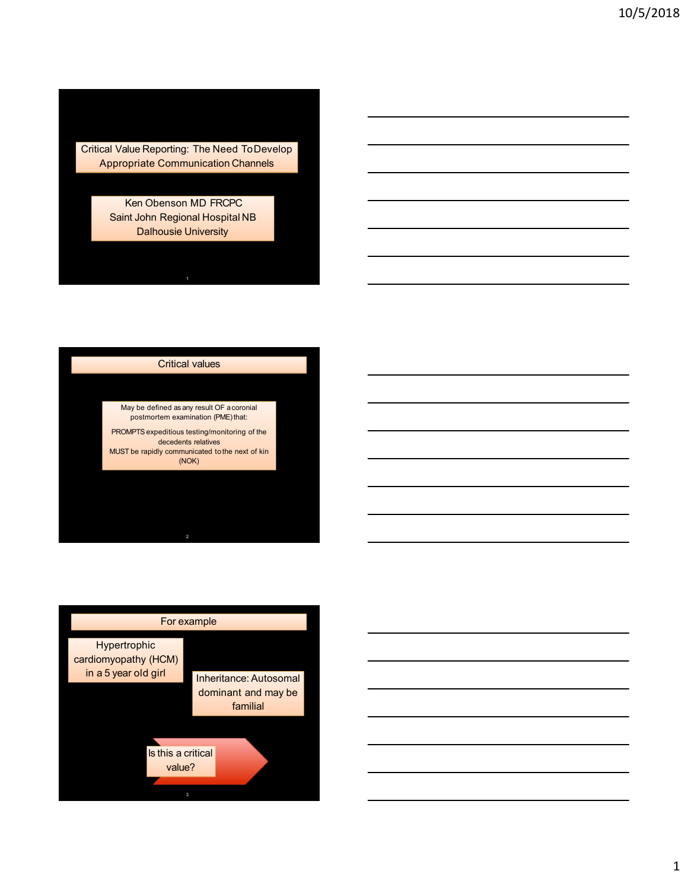## Critical Value Reporting: The Need To Develop Appropriate Communication Channels

Ken Obenson MD FRCPC
Saint John Regional Hospital NB
Dalhousie University

## Critical values

May be defined as any result OF a coronial postmortem examination (PME) that:

PROMPTS expeditious testing/monitoring of the decedents relatives
MUST be rapidly communicated to the next of kin (NOK)

## For example

Hypertrophic cardiomyopathy (HCM) in a 5 year old girl

Inheritance: Autosomal dominant and may be familial

Is this a critical value?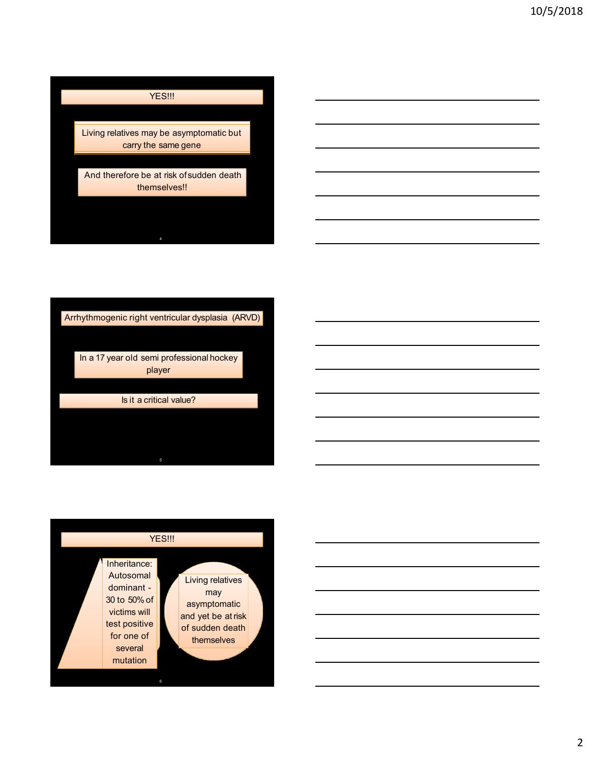YES!!!

Living relatives may be asymptomatic but carry the same gene

And therefore be at risk of sudden death themselves!!

Arrhythmogenic right ventricular dysplasia (ARVD)

In a 17 year old semi professional hockey player

Is it a critical value?

YES!!!

Inheritance: Autosomal dominant - 30 to 50% of victims will test positive for one of several mutation

Living relatives may asymptomatic and yet be at risk of sudden death themselves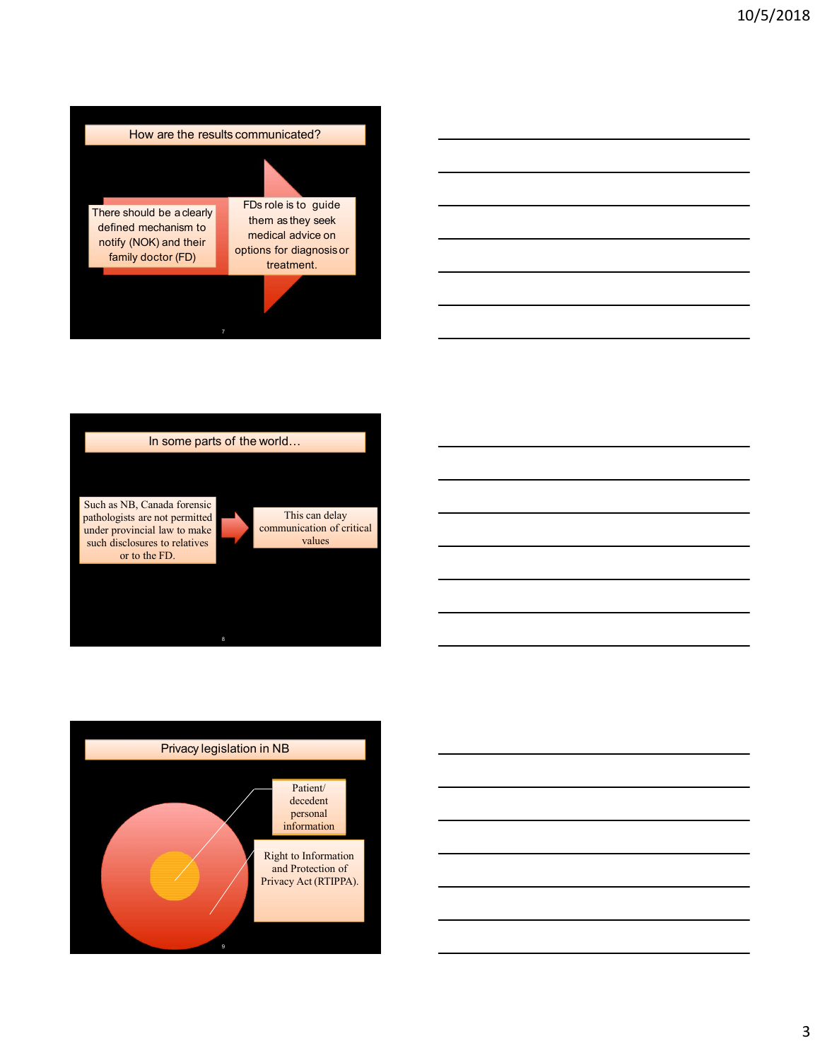## How are the results communicated?

There should be a clearly defined mechanism to notify (NOK) and their family doctor (FD)

FDs role is to guide them as they seek medical advice on options for diagnosis or treatment.

## In some parts of the world…

Such as NB, Canada forensic pathologists are not permitted under provincial law to make such disclosures to relatives or to the FD.

This can delay communication of critical values

## Privacy legislation in NB

Patient/ decedent personal information

Right to Information and Protection of Privacy Act (RTIPPA).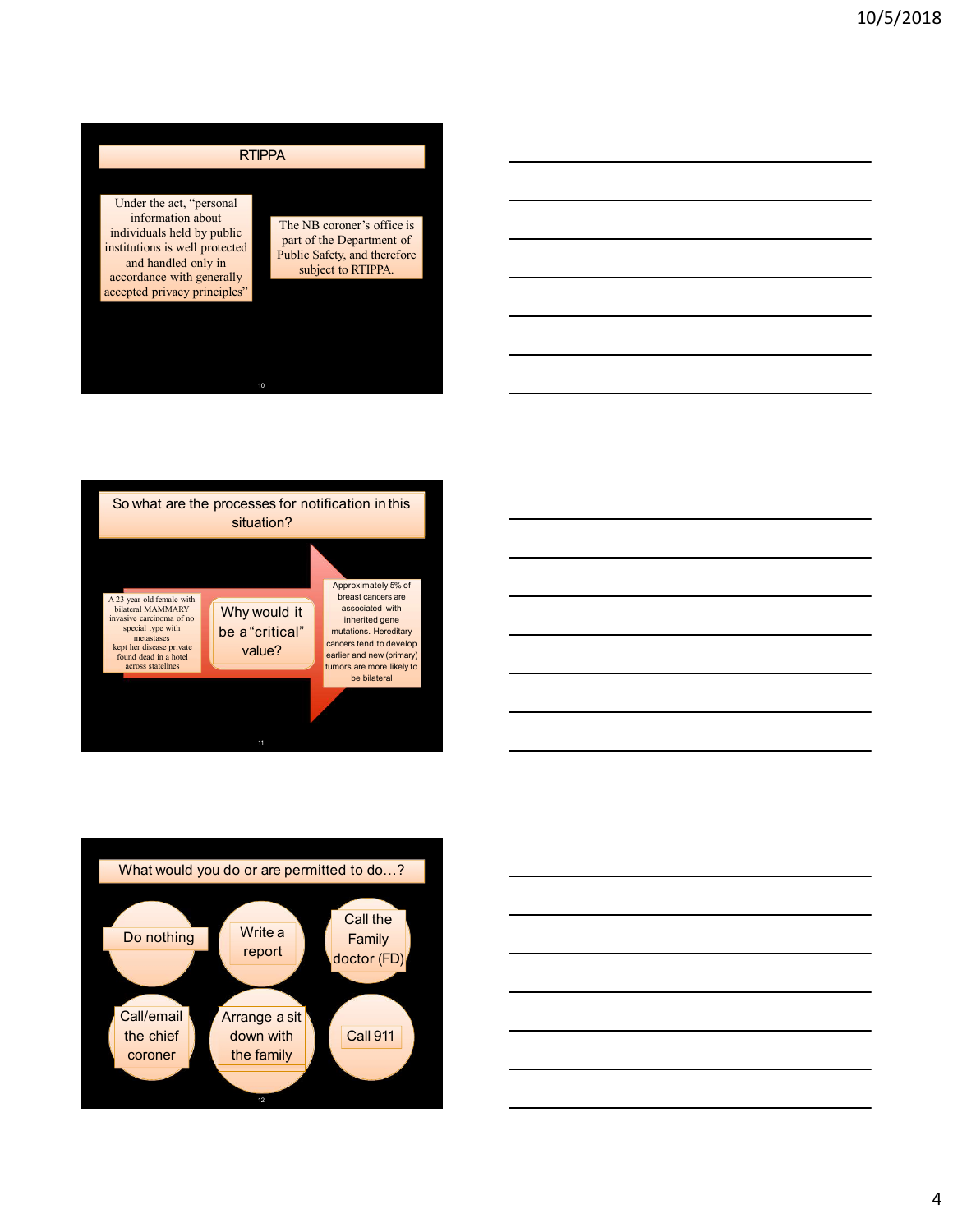## RTIPPA

Under the act, "personal information about individuals held by public institutions is well protected and handled only in accordance with generally accepted privacy principles"

The NB coroner's office is part of the Department of Public Safety, and therefore subject to RTIPPA.

## So what are the processes for notification in this situation?

A 23 year old female with bilateral MAMMARY invasive carcinoma of no special type with metastases kept her disease private found dead in a hotel across statelines

Why would it be a "critical" value?

Approximately 5% of breast cancers are associated with inherited gene mutations. Hereditary cancers tend to develop earlier and new (primary) tumors are more likely to be bilateral

## What would you do or are permitted to do…?

- Do nothing
- Write a report
- Call the Family doctor (FD)
- Call/email the chief coroner
- Arrange a sit down with the family
- Call 911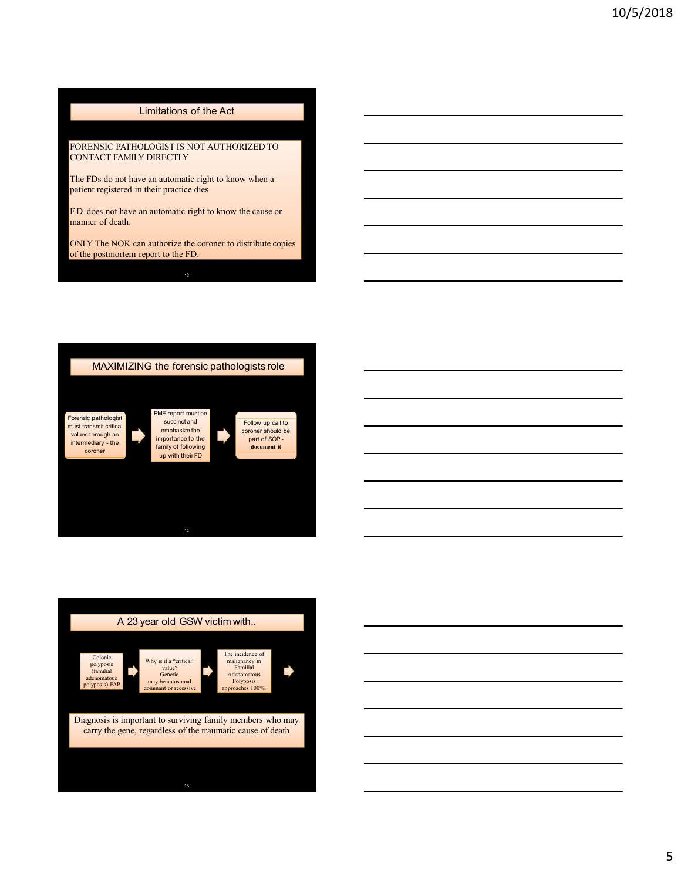## Limitations of the Act

FORENSIC PATHOLOGIST IS NOT AUTHORIZED TO CONTACT FAMILY DIRECTLY

The FDs do not have an automatic right to know when a patient registered in their practice dies

F D does not have an automatic right to know the cause or manner of death.

ONLY The NOK can authorize the coroner to distribute copies of the postmortem report to the FD.

## MAXIMIZING the forensic pathologists role

Forensic pathologist must transmit critical values through an intermediary - the coroner

PME report must be succinct and emphasize the importance to the family of following up with their FD

Follow up call to coroner should be part of SOP - **document it**

## A 23 year old GSW victim with..

Colonic polyposis (familial adenomatous polyposis) FAP

Why is it a "critical" value? Genetic. may be autosomal dominant or recessive

The incidence of malignancy in Familial Adenomatous Polyposis approaches 100%.

Diagnosis is important to surviving family members who may carry the gene, regardless of the traumatic cause of death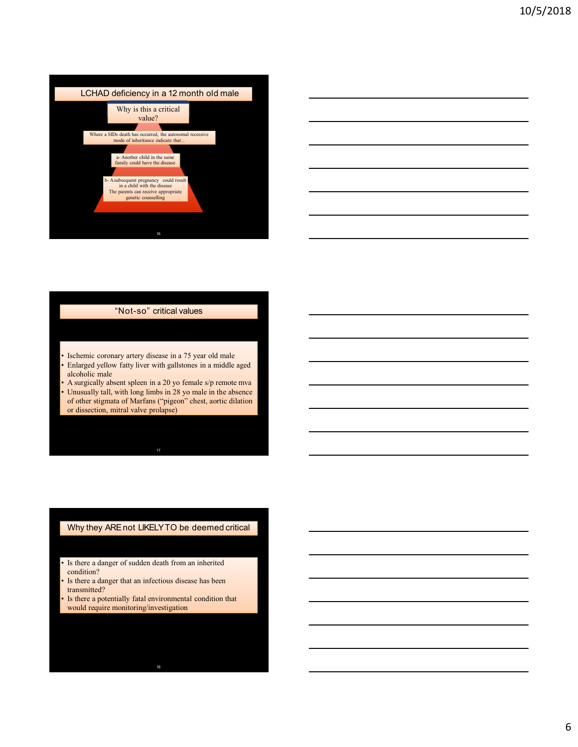## LCHAD deficiency in a 12 month old male

Why is this a critical value?

Where a SIDs death has occurred, the autosomal recessive mode of inheritance indicate that ..

a- Another child in the same family could have the disease

b- A subsequent pregnancy could result in a child with the disease
The parents can receive appropriate genetic counselling

## "Not-so" critical values

- Ischemic coronary artery disease in a 75 year old male
- Enlarged yellow fatty liver with gallstones in a middle aged alcoholic male
- A surgically absent spleen in a 20 yo female s/p remote mva
- Unusually tall, with long limbs in 28 yo male in the absence of other stigmata of Marfans ("pigeon" chest, aortic dilation or dissection, mitral valve prolapse)

## Why they ARE not LIKELY TO be deemed critical

- Is there a danger of sudden death from an inherited condition?
- Is there a danger that an infectious disease has been transmitted?
- Is there a potentially fatal environmental condition that would require monitoring/investigation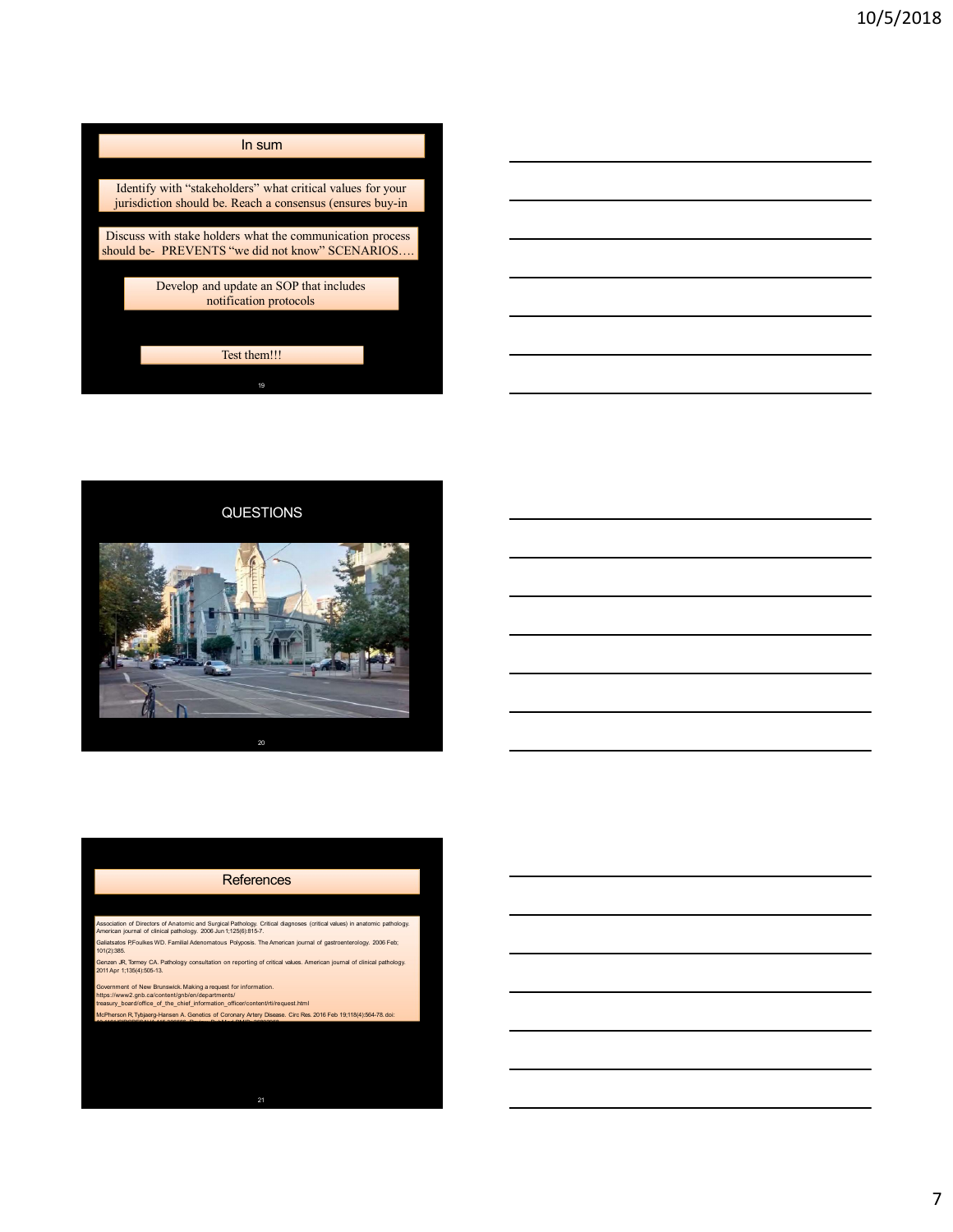## In sum

Identify with "stakeholders" what critical values for your jurisdiction should be. Reach a consensus (ensures buy-in

Discuss with stake holders what the communication process should be- PREVENTS "we did not know" SCENARIOS….

Develop and update an SOP that includes notification protocols

Test them!!!

## QUESTIONS

## References

Association of Directors of Anatomic and Surgical Pathology. Critical diagnoses (critical values) in anatomic pathology. American journal of clinical pathology. 2006 Jun 1;125(6):815-7.

Galiatsatos P,Foulkes WD. Familial Adenomatous Polyposis. The American journal of gastroenterology. 2006 Feb; 101(2):385.

Genzen JR, Tormey CA. Pathology consultation on reporting of critical values. American journal of clinical pathology. 2011 Apr 1;135(4):505-13.

Government of New Brunswick. Making a request for information. https://www2.gnb.ca/content/gnb/en/departments/treasury_board/office_of_the_chief_information_officer/content/rti/request.html

McPherson R,Tybjaerg-Hansen A. Genetics of Coronary Artery Disease. Circ Res. 2016 Feb 19;118(4):564-78. doi: